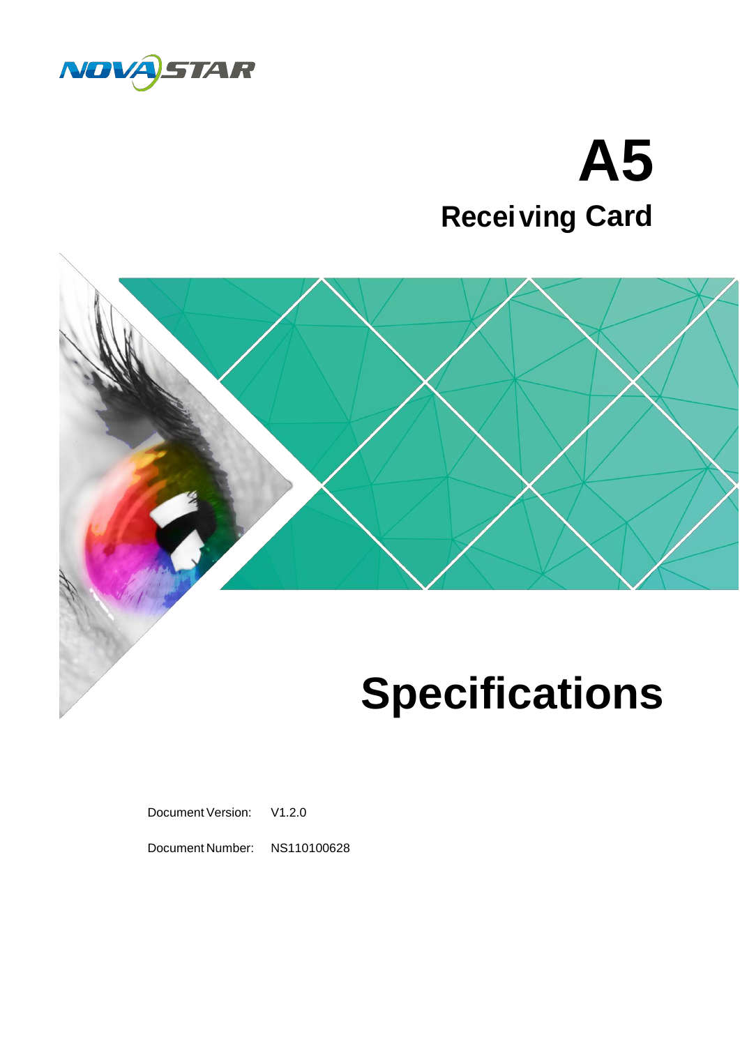NOVASTAR

# A5

## Receiving Card

# Specifications

Document Version: V1.2.0

Document Number: NS110100628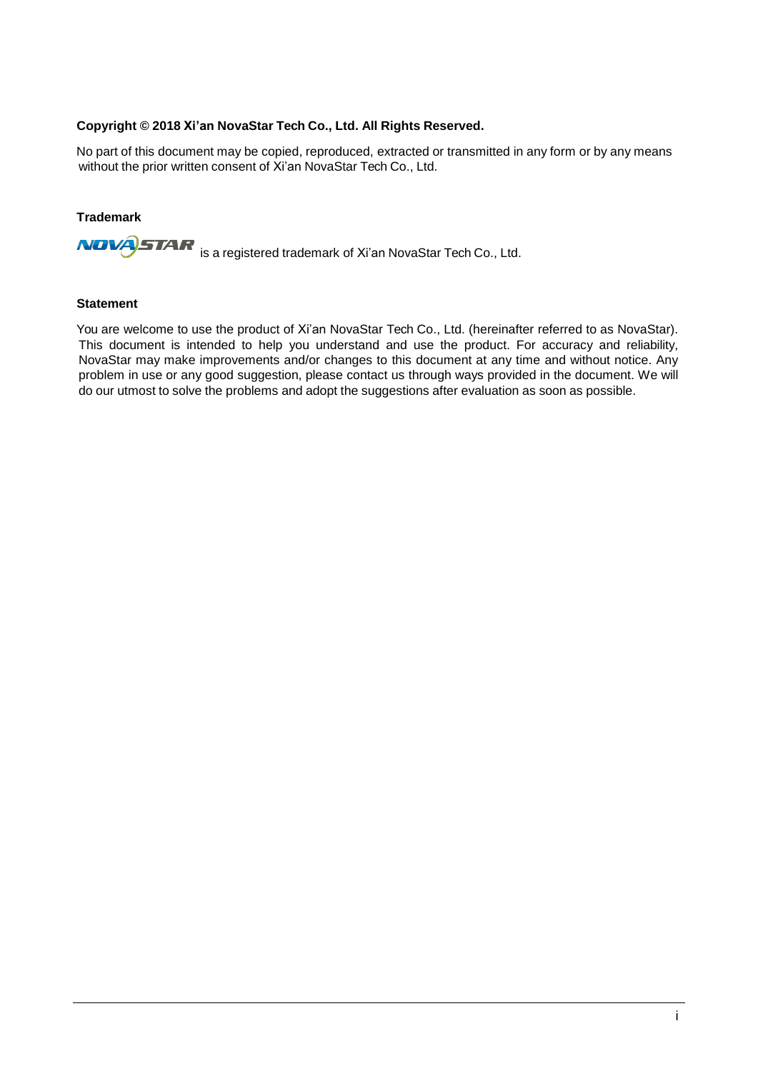**Copyright © 2018 Xi'an NovaStar Tech Co., Ltd. All Rights Reserved.**

No part of this document may be copied, reproduced, extracted or transmitted in any form or by any means without the prior written consent of Xi'an NovaStar Tech Co., Ltd.

**Trademark**

NOVASTAR is a registered trademark of Xi'an NovaStar Tech Co., Ltd.

**Statement**

You are welcome to use the product of Xi'an NovaStar Tech Co., Ltd. (hereinafter referred to as NovaStar). This document is intended to help you understand and use the product. For accuracy and reliability, NovaStar may make improvements and/or changes to this document at any time and without notice. Any problem in use or any good suggestion, please contact us through ways provided in the document. We will do our utmost to solve the problems and adopt the suggestions after evaluation as soon as possible.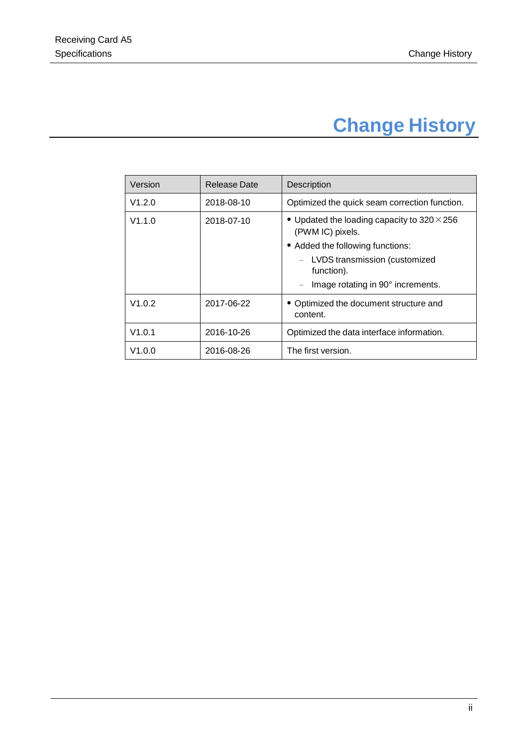# Change History

| Version | Release Date | Description |
|---|---|---|
| V1.2.0 | 2018-08-10 | Optimized the quick seam correction function. |
| V1.1.0 | 2018-07-10 | • Updated the loading capacity to 320×256 (PWM IC) pixels.<br>• Added the following functions:<br>– LVDS transmission (customized function).<br>– Image rotating in 90° increments. |
| V1.0.2 | 2017-06-22 | • Optimized the document structure and content. |
| V1.0.1 | 2016-10-26 | Optimized the data interface information. |
| V1.0.0 | 2016-08-26 | The first version. |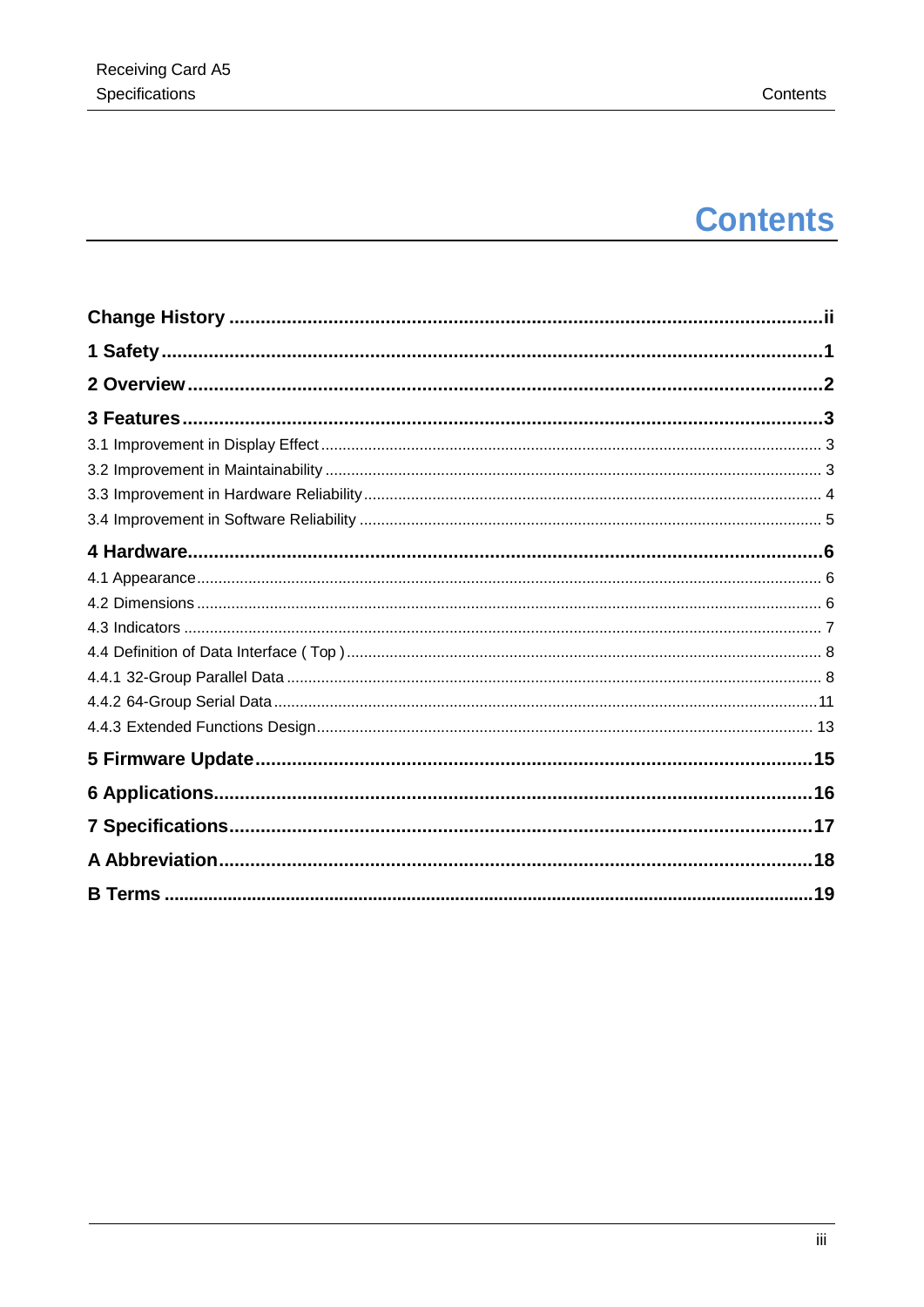# Contents

**Change History** ..... ii

**1 Safety** ..... 1

**2 Overview** ..... 2

**3 Features** ..... 3

3.1 Improvement in Display Effect ..... 3

3.2 Improvement in Maintainability ..... 3

3.3 Improvement in Hardware Reliability ..... 4

3.4 Improvement in Software Reliability ..... 5

**4 Hardware** ..... 6

4.1 Appearance ..... 6

4.2 Dimensions ..... 6

4.3 Indicators ..... 7

4.4 Definition of Data Interface ( Top ) ..... 8

4.4.1 32-Group Parallel Data ..... 8

4.4.2 64-Group Serial Data ..... 11

4.4.3 Extended Functions Design ..... 13

**5 Firmware Update** ..... 15

**6 Applications** ..... 16

**7 Specifications** ..... 17

**A Abbreviation** ..... 18

**B Terms** ..... 19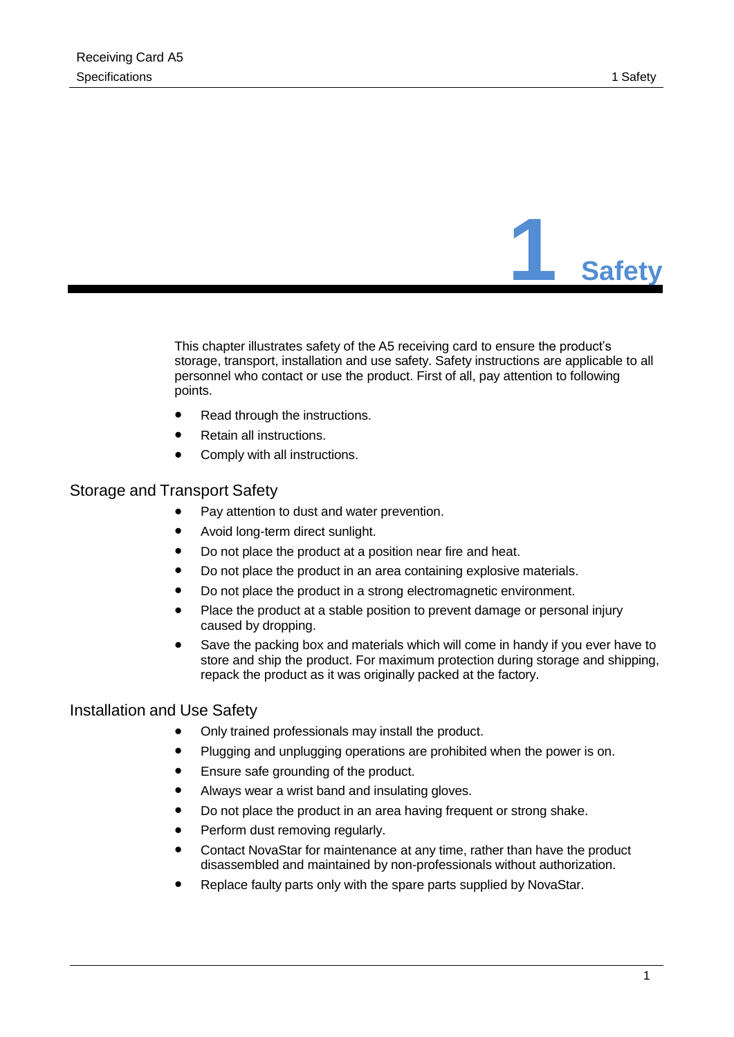# 1 Safety

This chapter illustrates safety of the A5 receiving card to ensure the product's storage, transport, installation and use safety. Safety instructions are applicable to all personnel who contact or use the product. First of all, pay attention to following points.

- Read through the instructions.
- Retain all instructions.
- Comply with all instructions.

## Storage and Transport Safety

- Pay attention to dust and water prevention.
- Avoid long-term direct sunlight.
- Do not place the product at a position near fire and heat.
- Do not place the product in an area containing explosive materials.
- Do not place the product in a strong electromagnetic environment.
- Place the product at a stable position to prevent damage or personal injury caused by dropping.
- Save the packing box and materials which will come in handy if you ever have to store and ship the product. For maximum protection during storage and shipping, repack the product as it was originally packed at the factory.

## Installation and Use Safety

- Only trained professionals may install the product.
- Plugging and unplugging operations are prohibited when the power is on.
- Ensure safe grounding of the product.
- Always wear a wrist band and insulating gloves.
- Do not place the product in an area having frequent or strong shake.
- Perform dust removing regularly.
- Contact NovaStar for maintenance at any time, rather than have the product disassembled and maintained by non-professionals without authorization.
- Replace faulty parts only with the spare parts supplied by NovaStar.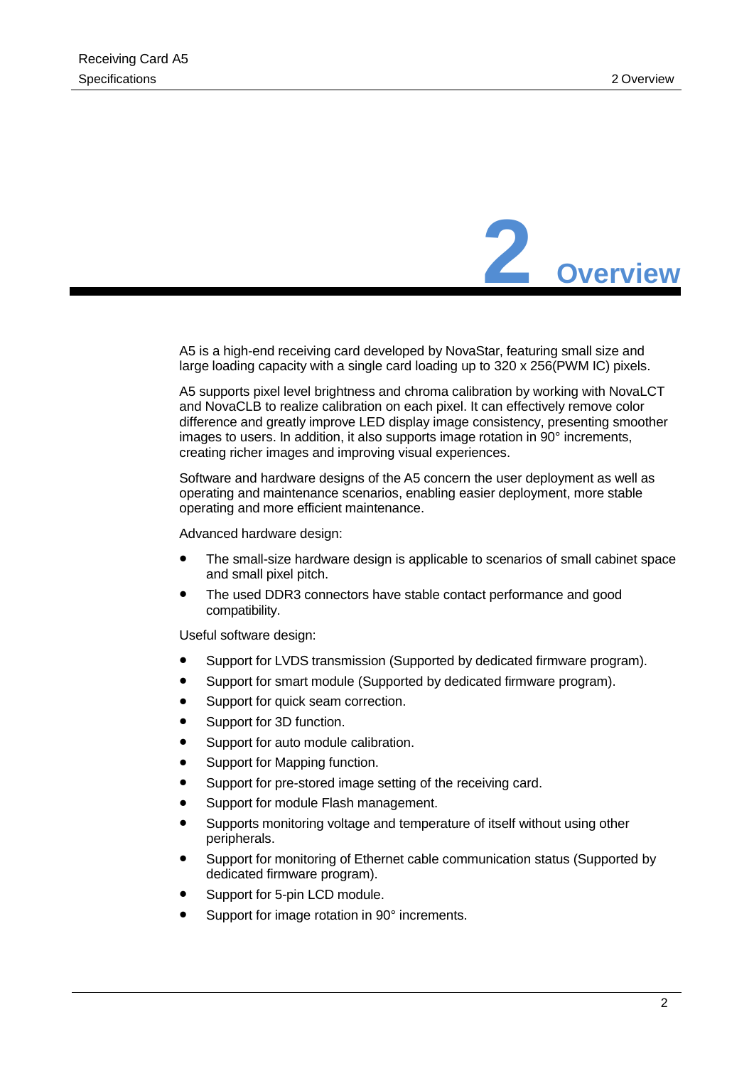# 2 Overview

A5 is a high-end receiving card developed by NovaStar, featuring small size and large loading capacity with a single card loading up to 320 x 256(PWM IC) pixels.

A5 supports pixel level brightness and chroma calibration by working with NovaLCT and NovaCLB to realize calibration on each pixel. It can effectively remove color difference and greatly improve LED display image consistency, presenting smoother images to users. In addition, it also supports image rotation in 90° increments, creating richer images and improving visual experiences.

Software and hardware designs of the A5 concern the user deployment as well as operating and maintenance scenarios, enabling easier deployment, more stable operating and more efficient maintenance.

Advanced hardware design:

- The small-size hardware design is applicable to scenarios of small cabinet space and small pixel pitch.
- The used DDR3 connectors have stable contact performance and good compatibility.

Useful software design:

- Support for LVDS transmission (Supported by dedicated firmware program).
- Support for smart module (Supported by dedicated firmware program).
- Support for quick seam correction.
- Support for 3D function.
- Support for auto module calibration.
- Support for Mapping function.
- Support for pre-stored image setting of the receiving card.
- Support for module Flash management.
- Supports monitoring voltage and temperature of itself without using other peripherals.
- Support for monitoring of Ethernet cable communication status (Supported by dedicated firmware program).
- Support for 5-pin LCD module.
- Support for image rotation in 90° increments.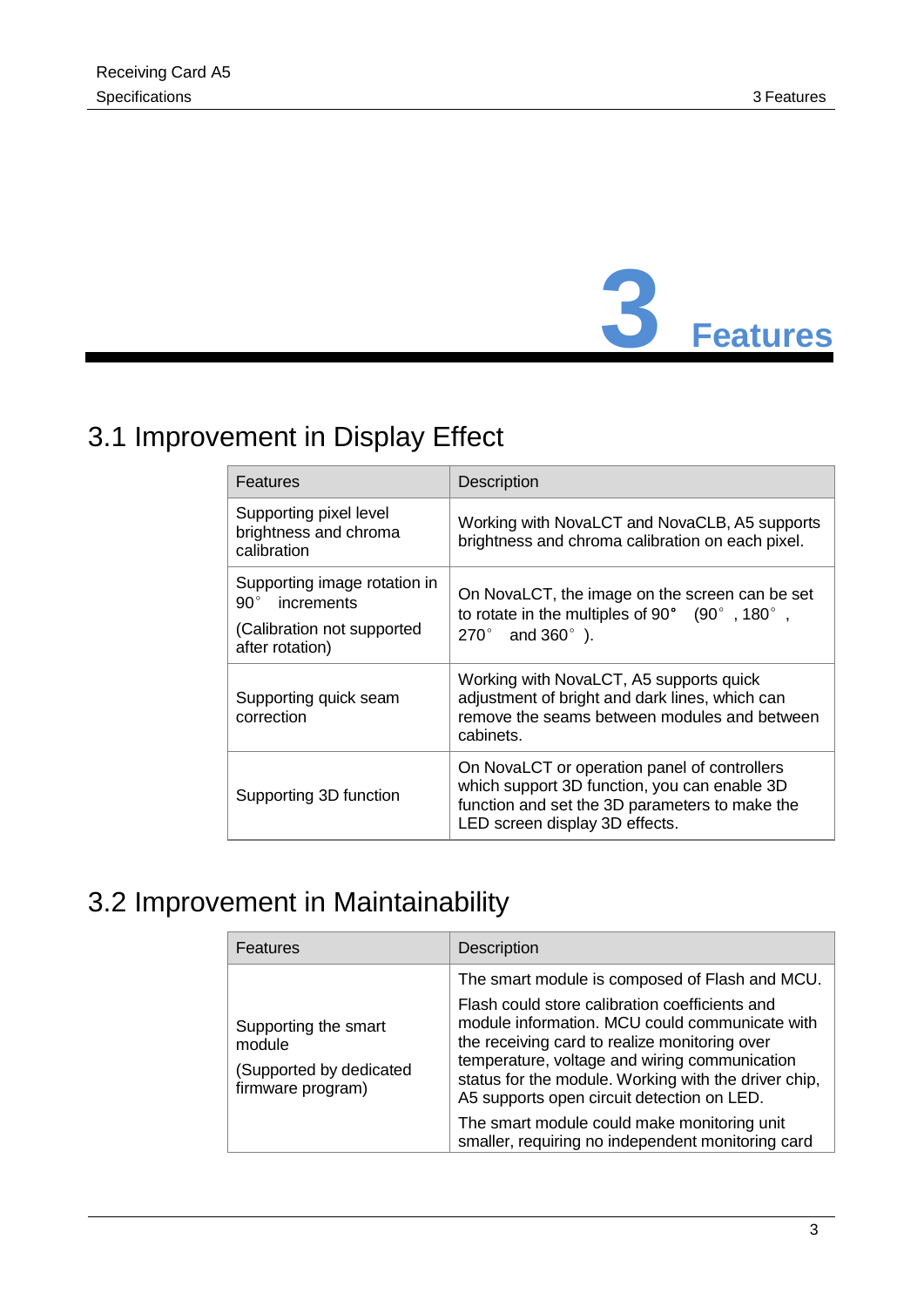# 3 Features

## 3.1 Improvement in Display Effect

| Features | Description |
|---|---|
| Supporting pixel level brightness and chroma calibration | Working with NovaLCT and NovaCLB, A5 supports brightness and chroma calibration on each pixel. |
| Supporting image rotation in 90° increments<br><br>(Calibration not supported after rotation) | On NovaLCT, the image on the screen can be set to rotate in the multiples of 90° (90°, 180°, 270° and 360°). |
| Supporting quick seam correction | Working with NovaLCT, A5 supports quick adjustment of bright and dark lines, which can remove the seams between modules and between cabinets. |
| Supporting 3D function | On NovaLCT or operation panel of controllers which support 3D function, you can enable 3D function and set the 3D parameters to make the LED screen display 3D effects. |

## 3.2 Improvement in Maintainability

| Features | Description |
|---|---|
| Supporting the smart module<br><br>(Supported by dedicated firmware program) | The smart module is composed of Flash and MCU.<br><br>Flash could store calibration coefficients and module information. MCU could communicate with the receiving card to realize monitoring over temperature, voltage and wiring communication status for the module. Working with the driver chip, A5 supports open circuit detection on LED.<br><br>The smart module could make monitoring unit smaller, requiring no independent monitoring card |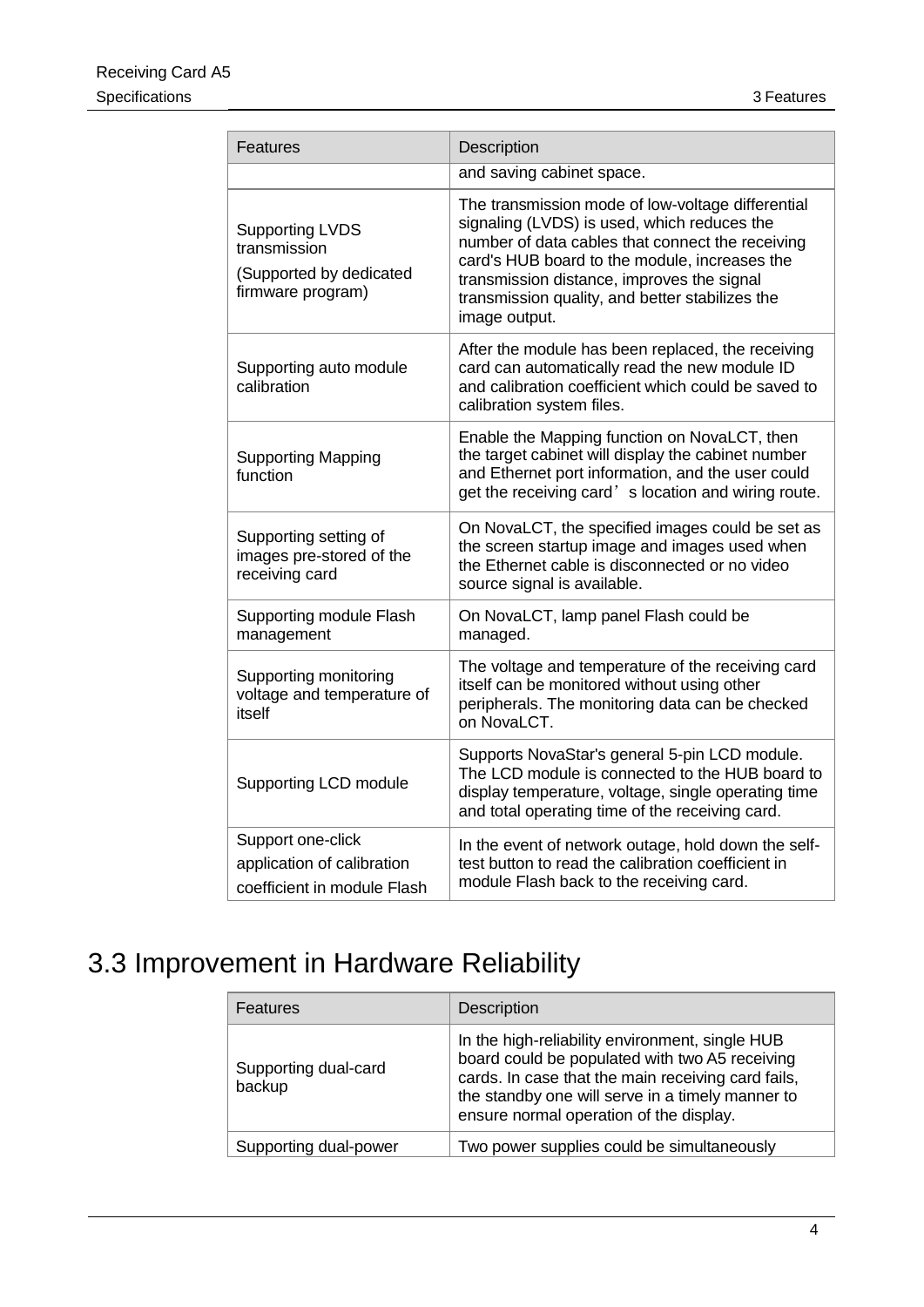| Features | Description |
| --- | --- |
| | and saving cabinet space. |
| Supporting LVDS transmission (Supported by dedicated firmware program) | The transmission mode of low-voltage differential signaling (LVDS) is used, which reduces the number of data cables that connect the receiving card's HUB board to the module, increases the transmission distance, improves the signal transmission quality, and better stabilizes the image output. |
| Supporting auto module calibration | After the module has been replaced, the receiving card can automatically read the new module ID and calibration coefficient which could be saved to calibration system files. |
| Supporting Mapping function | Enable the Mapping function on NovaLCT, then the target cabinet will display the cabinet number and Ethernet port information, and the user could get the receiving card's location and wiring route. |
| Supporting setting of images pre-stored of the receiving card | On NovaLCT, the specified images could be set as the screen startup image and images used when the Ethernet cable is disconnected or no video source signal is available. |
| Supporting module Flash management | On NovaLCT, lamp panel Flash could be managed. |
| Supporting monitoring voltage and temperature of itself | The voltage and temperature of the receiving card itself can be monitored without using other peripherals. The monitoring data can be checked on NovaLCT. |
| Supporting LCD module | Supports NovaStar's general 5-pin LCD module. The LCD module is connected to the HUB board to display temperature, voltage, single operating time and total operating time of the receiving card. |
| Support one-click application of calibration coefficient in module Flash | In the event of network outage, hold down the self-test button to read the calibration coefficient in module Flash back to the receiving card. |

## 3.3 Improvement in Hardware Reliability

| Features | Description |
| --- | --- |
| Supporting dual-card backup | In the high-reliability environment, single HUB board could be populated with two A5 receiving cards. In case that the main receiving card fails, the standby one will serve in a timely manner to ensure normal operation of the display. |
| Supporting dual-power | Two power supplies could be simultaneously |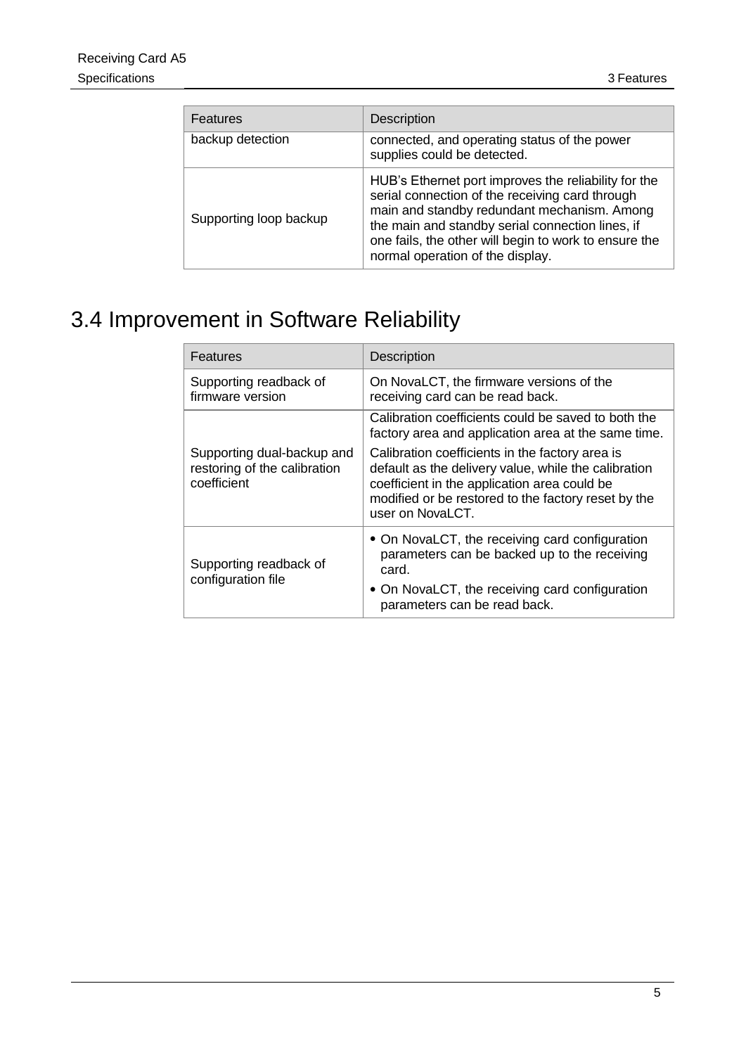| Features | Description |
| --- | --- |
| backup detection | connected, and operating status of the power supplies could be detected. |
| Supporting loop backup | HUB's Ethernet port improves the reliability for the serial connection of the receiving card through main and standby redundant mechanism. Among the main and standby serial connection lines, if one fails, the other will begin to work to ensure the normal operation of the display. |

## 3.4 Improvement in Software Reliability

| Features | Description |
| --- | --- |
| Supporting readback of firmware version | On NovaLCT, the firmware versions of the receiving card can be read back. |
| Supporting dual-backup and restoring of the calibration coefficient | Calibration coefficients could be saved to both the factory area and application area at the same time.<br>Calibration coefficients in the factory area is default as the delivery value, while the calibration coefficient in the application area could be modified or be restored to the factory reset by the user on NovaLCT. |
| Supporting readback of configuration file | • On NovaLCT, the receiving card configuration parameters can be backed up to the receiving card.<br>• On NovaLCT, the receiving card configuration parameters can be read back. |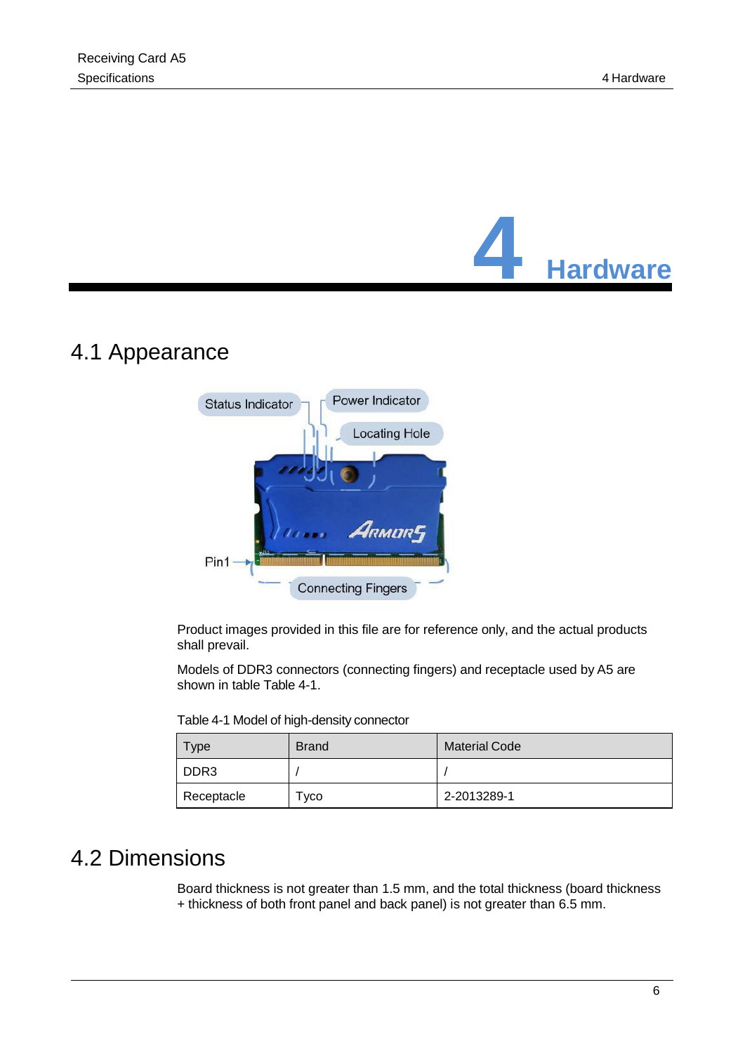# 4 Hardware

## 4.1 Appearance

Product images provided in this file are for reference only, and the actual products shall prevail.

Models of DDR3 connectors (connecting fingers) and receptacle used by A5 are shown in table Table 4-1.

Table 4-1 Model of high-density connector

| Type | Brand | Material Code |
|---|---|---|
| DDR3 | / | / |
| Receptacle | Tyco | 2-2013289-1 |

## 4.2 Dimensions

Board thickness is not greater than 1.5 mm, and the total thickness (board thickness + thickness of both front panel and back panel) is not greater than 6.5 mm.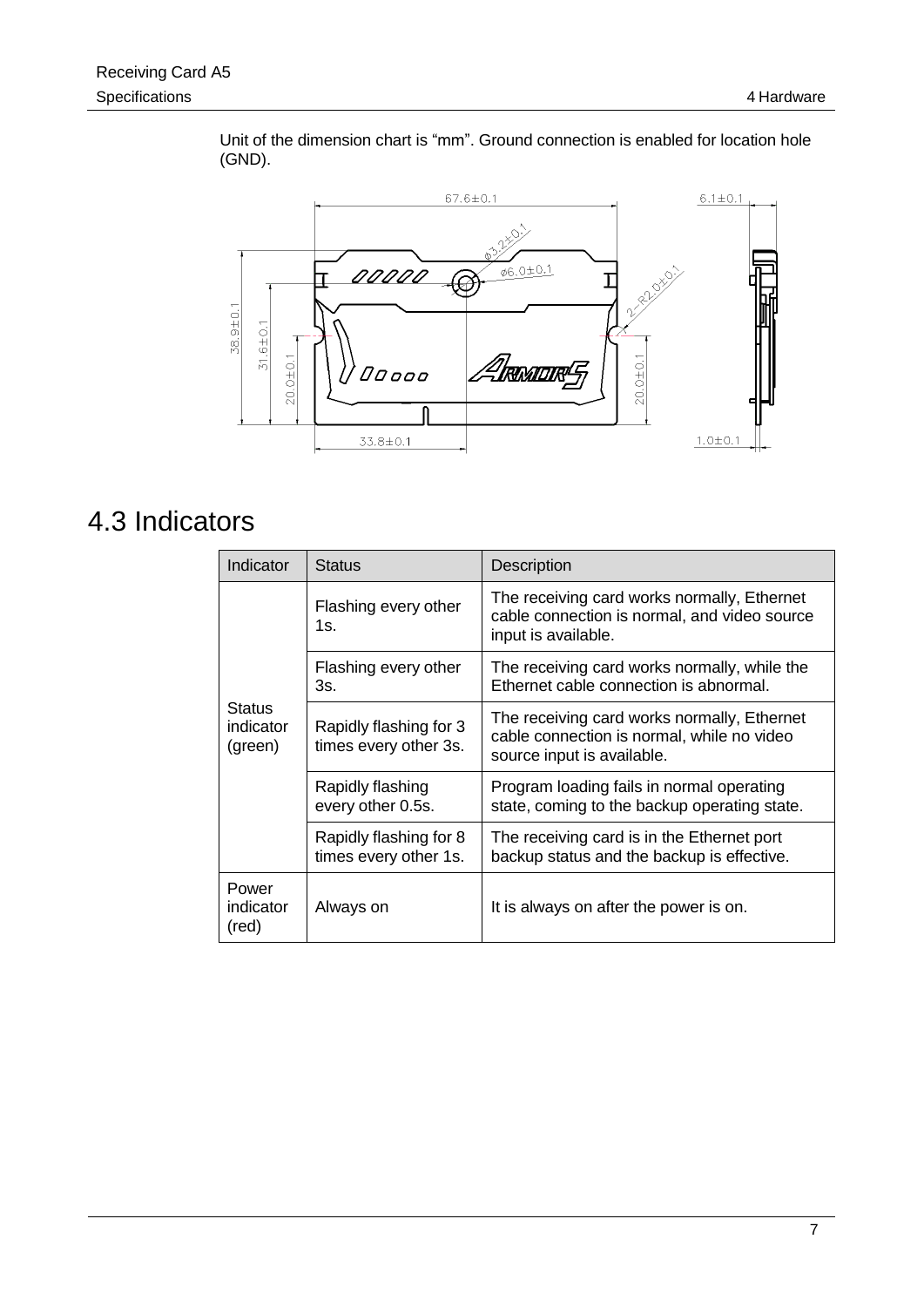Unit of the dimension chart is “mm”. Ground connection is enabled for location hole (GND).

# 4.3 Indicators

| Indicator | Status | Description |
| --- | --- | --- |
| Status indicator (green) | Flashing every other 1s. | The receiving card works normally, Ethernet cable connection is normal, and video source input is available. |
| | Flashing every other 3s. | The receiving card works normally, while the Ethernet cable connection is abnormal. |
| | Rapidly flashing for 3 times every other 3s. | The receiving card works normally, Ethernet cable connection is normal, while no video source input is available. |
| | Rapidly flashing every other 0.5s. | Program loading fails in normal operating state, coming to the backup operating state. |
| | Rapidly flashing for 8 times every other 1s. | The receiving card is in the Ethernet port backup status and the backup is effective. |
| Power indicator (red) | Always on | It is always on after the power is on. |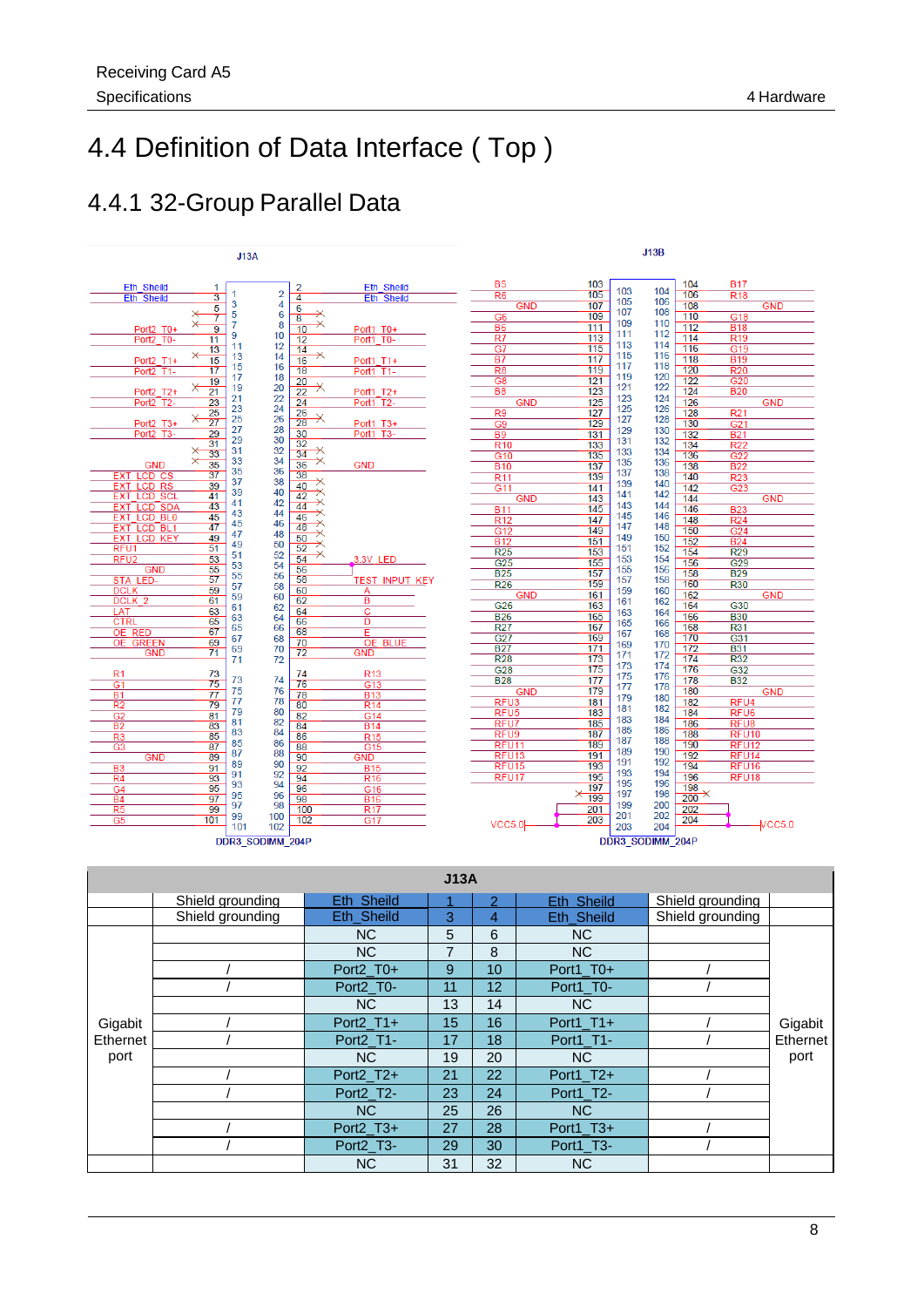# 4.4 Definition of Data Interface ( Top )

## 4.4.1 32-Group Parallel Data

| | | | J13A | | | | |
|---|---|---|---|---|---|---|---|
| | Shield grounding | Eth_Sheild | 1 | 2 | Eth_Sheild | Shield grounding | |
| | Shield grounding | Eth_Sheild | 3 | 4 | Eth_Sheild | Shield grounding | |
| Gigabit Ethernet port | | NC | 5 | 6 | NC | | Gigabit Ethernet port |
| | | NC | 7 | 8 | NC | | |
| | / | Port2_T0+ | 9 | 10 | Port1_T0+ | / | |
| | / | Port2_T0- | 11 | 12 | Port1_T0- | / | |
| | | NC | 13 | 14 | NC | | |
| | / | Port2_T1+ | 15 | 16 | Port1_T1+ | / | |
| | / | Port2_T1- | 17 | 18 | Port1_T1- | / | |
| | | NC | 19 | 20 | NC | | |
| | / | Port2_T2+ | 21 | 22 | Port1_T2+ | / | |
| | / | Port2_T2- | 23 | 24 | Port1_T2- | / | |
| | | NC | 25 | 26 | NC | | |
| | / | Port2_T3+ | 27 | 28 | Port1_T3+ | / | |
| | / | Port2_T3- | 29 | 30 | Port1_T3- | / | |
| | | NC | 31 | 32 | NC | | |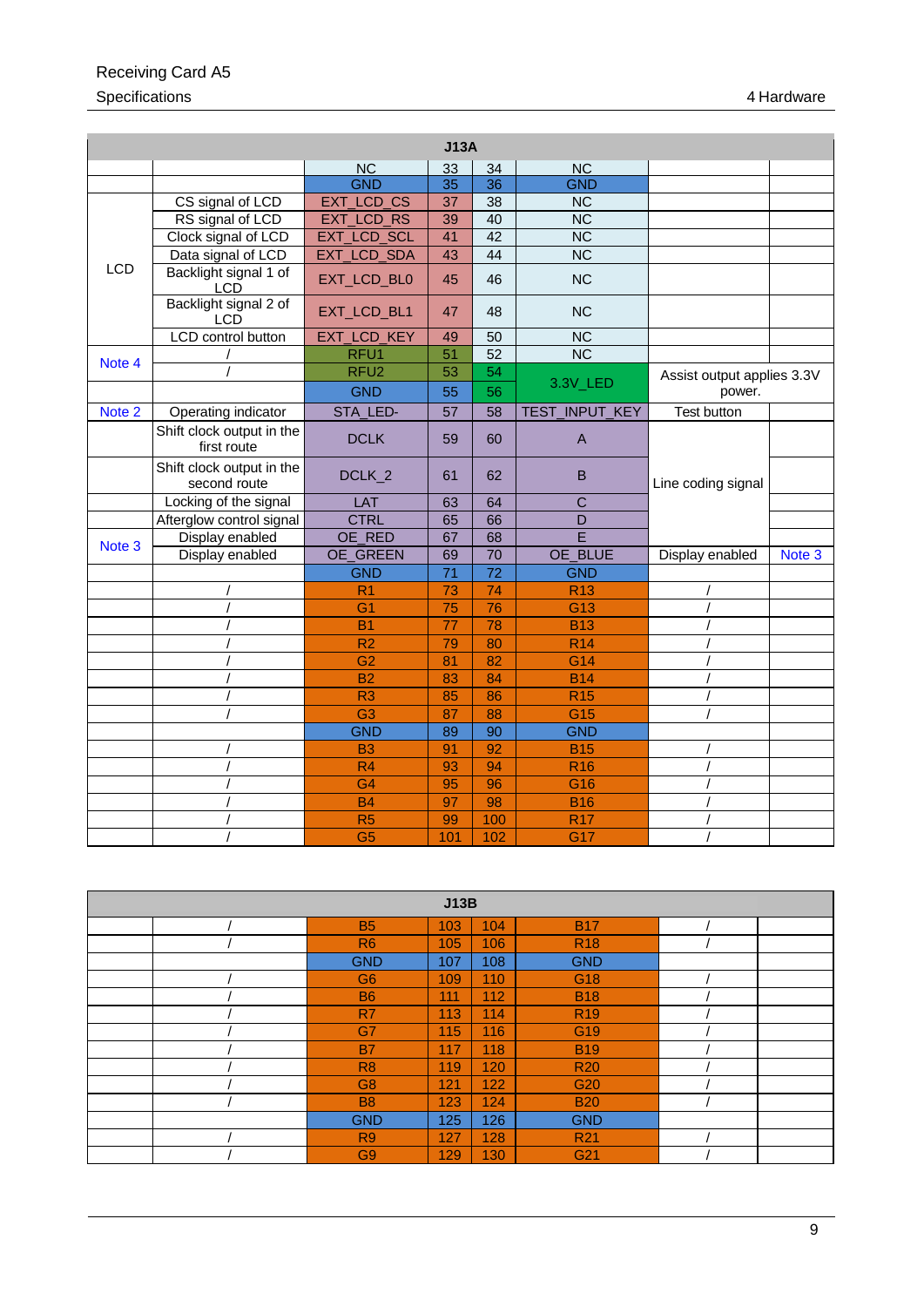| J13A | | | | | | | |
|---|---|---|---|---|---|---|---|
| | | NC | 33 | 34 | NC | | |
| | | GND | 35 | 36 | GND | | |
| LCD | CS signal of LCD | EXT_LCD_CS | 37 | 38 | NC | | |
| | RS signal of LCD | EXT_LCD_RS | 39 | 40 | NC | | |
| | Clock signal of LCD | EXT_LCD_SCL | 41 | 42 | NC | | |
| | Data signal of LCD | EXT_LCD_SDA | 43 | 44 | NC | | |
| | Backlight signal 1 of LCD | EXT_LCD_BL0 | 45 | 46 | NC | | |
| | Backlight signal 2 of LCD | EXT_LCD_BL1 | 47 | 48 | NC | | |
| | LCD control button | EXT_LCD_KEY | 49 | 50 | NC | | |
| Note 4 | / | RFU1 | 51 | 52 | NC | | |
| | / | RFU2 | 53 | 54 | 3.3V_LED | Assist output applies 3.3V power. | |
| | | GND | 55 | 56 | | | |
| Note 2 | Operating indicator | STA_LED- | 57 | 58 | TEST_INPUT_KEY | Test button | |
| | Shift clock output in the first route | DCLK | 59 | 60 | A | Line coding signal | |
| | Shift clock output in the second route | DCLK_2 | 61 | 62 | B | | |
| | Locking of the signal | LAT | 63 | 64 | C | | |
| | Afterglow control signal | CTRL | 65 | 66 | D | | |
| Note 3 | Display enabled | OE_RED | 67 | 68 | E | | |
| | Display enabled | OE_GREEN | 69 | 70 | OE_BLUE | Display enabled | Note 3 |
| | | GND | 71 | 72 | GND | | |
| | / | R1 | 73 | 74 | R13 | / | |
| | / | G1 | 75 | 76 | G13 | / | |
| | / | B1 | 77 | 78 | B13 | / | |
| | / | R2 | 79 | 80 | R14 | / | |
| | / | G2 | 81 | 82 | G14 | / | |
| | / | B2 | 83 | 84 | B14 | / | |
| | / | R3 | 85 | 86 | R15 | / | |
| | / | G3 | 87 | 88 | G15 | / | |
| | | GND | 89 | 90 | GND | | |
| | / | B3 | 91 | 92 | B15 | / | |
| | / | R4 | 93 | 94 | R16 | / | |
| | / | G4 | 95 | 96 | G16 | / | |
| | / | B4 | 97 | 98 | B16 | / | |
| | / | R5 | 99 | 100 | R17 | / | |
| | / | G5 | 101 | 102 | G17 | / | |

| J13B | | | | | | | |
|---|---|---|---|---|---|---|---|
| | / | B5 | 103 | 104 | B17 | / | |
| | / | R6 | 105 | 106 | R18 | / | |
| | | GND | 107 | 108 | GND | | |
| | / | G6 | 109 | 110 | G18 | / | |
| | / | B6 | 111 | 112 | B18 | / | |
| | / | R7 | 113 | 114 | R19 | / | |
| | / | G7 | 115 | 116 | G19 | / | |
| | / | B7 | 117 | 118 | B19 | / | |
| | / | R8 | 119 | 120 | R20 | / | |
| | / | G8 | 121 | 122 | G20 | / | |
| | / | B8 | 123 | 124 | B20 | / | |
| | | GND | 125 | 126 | GND | | |
| | / | R9 | 127 | 128 | R21 | / | |
| | / | G9 | 129 | 130 | G21 | / | |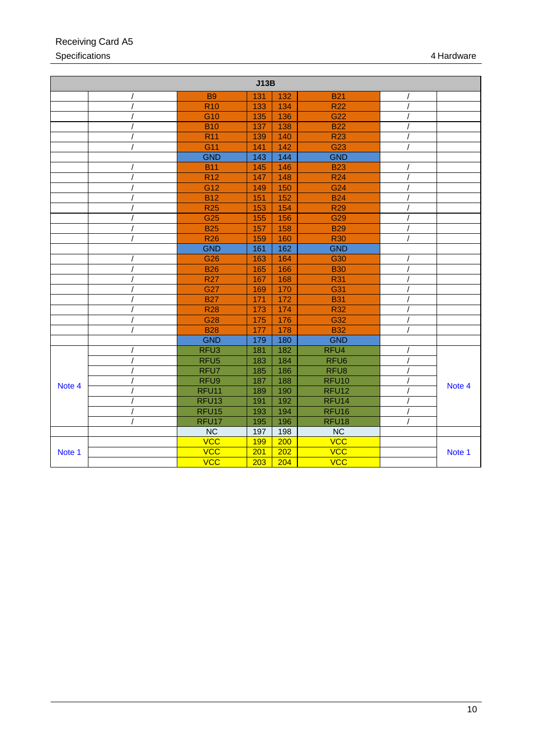| J13B | | | | | | | |
|---|---|---|---|---|---|---|---|
| | / | B9 | 131 | 132 | B21 | / | |
| | / | R10 | 133 | 134 | R22 | / | |
| | / | G10 | 135 | 136 | G22 | / | |
| | / | B10 | 137 | 138 | B22 | / | |
| | / | R11 | 139 | 140 | R23 | / | |
| | / | G11 | 141 | 142 | G23 | / | |
| | | GND | 143 | 144 | GND | | |
| | / | B11 | 145 | 146 | B23 | / | |
| | / | R12 | 147 | 148 | R24 | / | |
| | / | G12 | 149 | 150 | G24 | / | |
| | / | B12 | 151 | 152 | B24 | / | |
| | / | R25 | 153 | 154 | R29 | / | |
| | / | G25 | 155 | 156 | G29 | / | |
| | / | B25 | 157 | 158 | B29 | / | |
| | / | R26 | 159 | 160 | R30 | / | |
| | | GND | 161 | 162 | GND | | |
| | / | G26 | 163 | 164 | G30 | / | |
| | / | B26 | 165 | 166 | B30 | / | |
| | / | R27 | 167 | 168 | R31 | / | |
| | / | G27 | 169 | 170 | G31 | / | |
| | / | B27 | 171 | 172 | B31 | / | |
| | / | R28 | 173 | 174 | R32 | / | |
| | / | G28 | 175 | 176 | G32 | / | |
| | / | B28 | 177 | 178 | B32 | / | |
| | | GND | 179 | 180 | GND | | |
| Note 4 | / | RFU3 | 181 | 182 | RFU4 | / | Note 4 |
| | / | RFU5 | 183 | 184 | RFU6 | / | |
| | / | RFU7 | 185 | 186 | RFU8 | / | |
| | / | RFU9 | 187 | 188 | RFU10 | / | |
| | / | RFU11 | 189 | 190 | RFU12 | / | |
| | / | RFU13 | 191 | 192 | RFU14 | / | |
| | / | RFU15 | 193 | 194 | RFU16 | / | |
| | / | RFU17 | 195 | 196 | RFU18 | / | |
| | | NC | 197 | 198 | NC | | |
| Note 1 | | VCC | 199 | 200 | VCC | | Note 1 |
| | | VCC | 201 | 202 | VCC | | |
| | | VCC | 203 | 204 | VCC | | |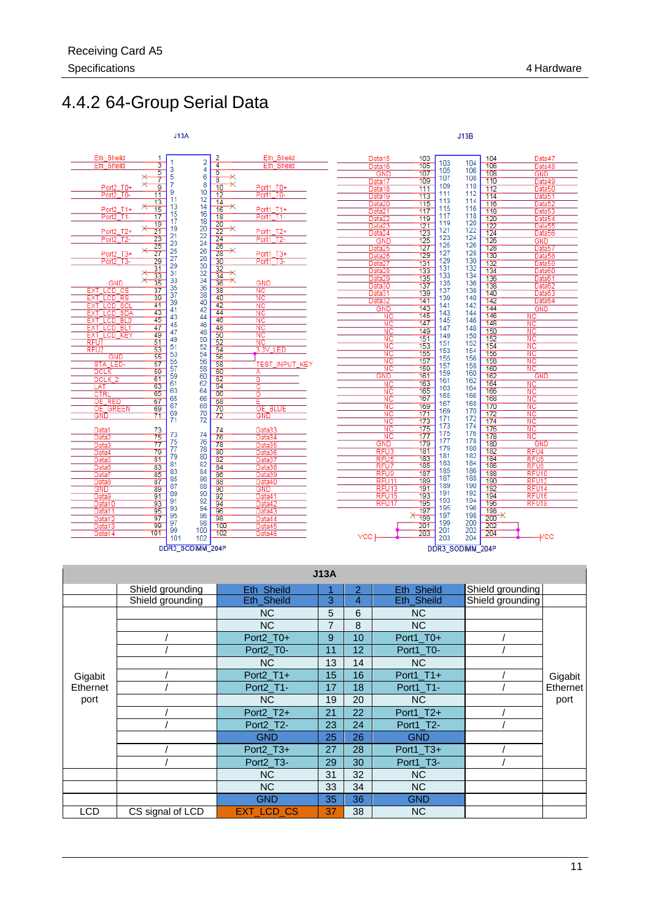## 4.4.2 64-Group Serial Data

J13A

J13B

DDR3_SODIMM_204P

DDR3_SODIMM_204P

| J13A | | | | | | | |
|---|---|---|---|---|---|---|---|
| | Shield grounding | Eth_Sheild | 1 | 2 | Eth_Sheild | Shield grounding | |
| | Shield grounding | Eth_Sheild | 3 | 4 | Eth_Sheild | Shield grounding | |
| Gigabit Ethernet port | | NC | 5 | 6 | NC | | Gigabit Ethernet port |
| | | NC | 7 | 8 | NC | | |
| | / | Port2_T0+ | 9 | 10 | Port1_T0+ | / | |
| | / | Port2_T0- | 11 | 12 | Port1_T0- | / | |
| | | NC | 13 | 14 | NC | | |
| | / | Port2_T1+ | 15 | 16 | Port1_T1+ | / | |
| | / | Port2_T1- | 17 | 18 | Port1_T1- | / | |
| | | NC | 19 | 20 | NC | | |
| | / | Port2_T2+ | 21 | 22 | Port1_T2+ | / | |
| | / | Port2_T2- | 23 | 24 | Port1_T2- | / | |
| | | GND | 25 | 26 | GND | | |
| | / | Port2_T3+ | 27 | 28 | Port1_T3+ | / | |
| | / | Port2_T3- | 29 | 30 | Port1_T3- | / | |
| | | NC | 31 | 32 | NC | | |
| | | NC | 33 | 34 | NC | | |
| | | GND | 35 | 36 | GND | | |
| LCD | CS signal of LCD | EXT_LCD_CS | 37 | 38 | NC | | |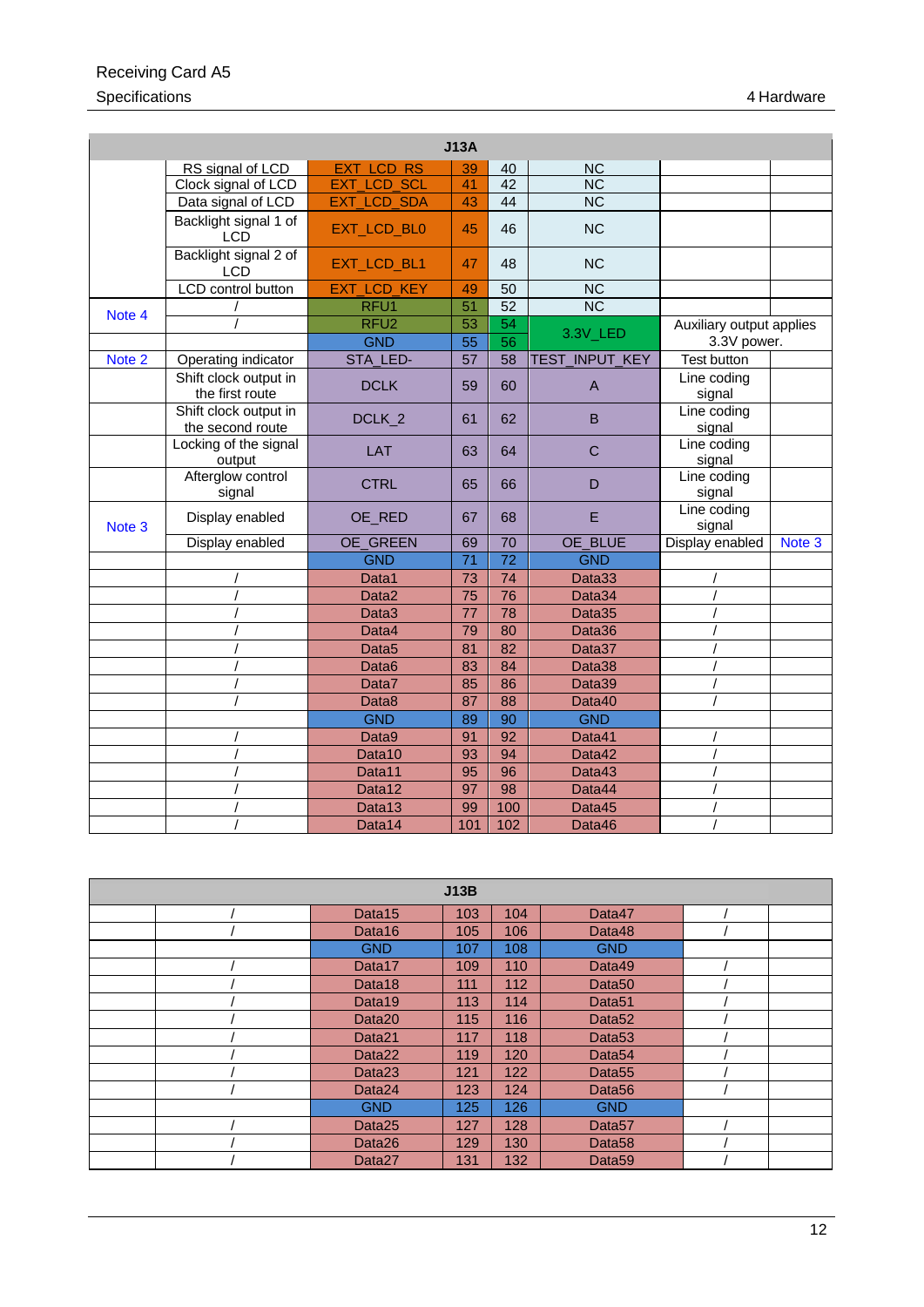| J13A | | | | | | | |
|---|---|---|---|---|---|---|---|
| | RS signal of LCD | EXT_LCD_RS | 39 | 40 | NC | | |
| | Clock signal of LCD | EXT_LCD_SCL | 41 | 42 | NC | | |
| | Data signal of LCD | EXT_LCD_SDA | 43 | 44 | NC | | |
| | Backlight signal 1 of LCD | EXT_LCD_BL0 | 45 | 46 | NC | | |
| | Backlight signal 2 of LCD | EXT_LCD_BL1 | 47 | 48 | NC | | |
| | LCD control button | EXT_LCD_KEY | 49 | 50 | NC | | |
| Note 4 | / | RFU1 | 51 | 52 | NC | | |
| | / | RFU2 | 53 | 54 | 3.3V_LED | Auxiliary output applies 3.3V power. | |
| | | GND | 55 | 56 | | | |
| Note 2 | Operating indicator | STA_LED- | 57 | 58 | TEST_INPUT_KEY | Test button | |
| | Shift clock output in the first route | DCLK | 59 | 60 | A | Line coding signal | |
| | Shift clock output in the second route | DCLK_2 | 61 | 62 | B | Line coding signal | |
| | Locking of the signal output | LAT | 63 | 64 | C | Line coding signal | |
| | Afterglow control signal | CTRL | 65 | 66 | D | Line coding signal | |
| Note 3 | Display enabled | OE_RED | 67 | 68 | E | Line coding signal | |
| | Display enabled | OE_GREEN | 69 | 70 | OE_BLUE | Display enabled | Note 3 |
| | | GND | 71 | 72 | GND | | |
| | / | Data1 | 73 | 74 | Data33 | / | |
| | / | Data2 | 75 | 76 | Data34 | / | |
| | / | Data3 | 77 | 78 | Data35 | / | |
| | / | Data4 | 79 | 80 | Data36 | / | |
| | / | Data5 | 81 | 82 | Data37 | / | |
| | / | Data6 | 83 | 84 | Data38 | / | |
| | / | Data7 | 85 | 86 | Data39 | / | |
| | / | Data8 | 87 | 88 | Data40 | / | |
| | | GND | 89 | 90 | GND | | |
| | / | Data9 | 91 | 92 | Data41 | / | |
| | / | Data10 | 93 | 94 | Data42 | / | |
| | / | Data11 | 95 | 96 | Data43 | / | |
| | / | Data12 | 97 | 98 | Data44 | / | |
| | / | Data13 | 99 | 100 | Data45 | / | |
| | / | Data14 | 101 | 102 | Data46 | / | |

| J13B | | | | | | | |
|---|---|---|---|---|---|---|---|
| | / | Data15 | 103 | 104 | Data47 | / | |
| | / | Data16 | 105 | 106 | Data48 | / | |
| | | GND | 107 | 108 | GND | | |
| | / | Data17 | 109 | 110 | Data49 | / | |
| | / | Data18 | 111 | 112 | Data50 | / | |
| | / | Data19 | 113 | 114 | Data51 | / | |
| | / | Data20 | 115 | 116 | Data52 | / | |
| | / | Data21 | 117 | 118 | Data53 | / | |
| | / | Data22 | 119 | 120 | Data54 | / | |
| | / | Data23 | 121 | 122 | Data55 | / | |
| | / | Data24 | 123 | 124 | Data56 | / | |
| | | GND | 125 | 126 | GND | | |
| | / | Data25 | 127 | 128 | Data57 | / | |
| | / | Data26 | 129 | 130 | Data58 | / | |
| | / | Data27 | 131 | 132 | Data59 | / | |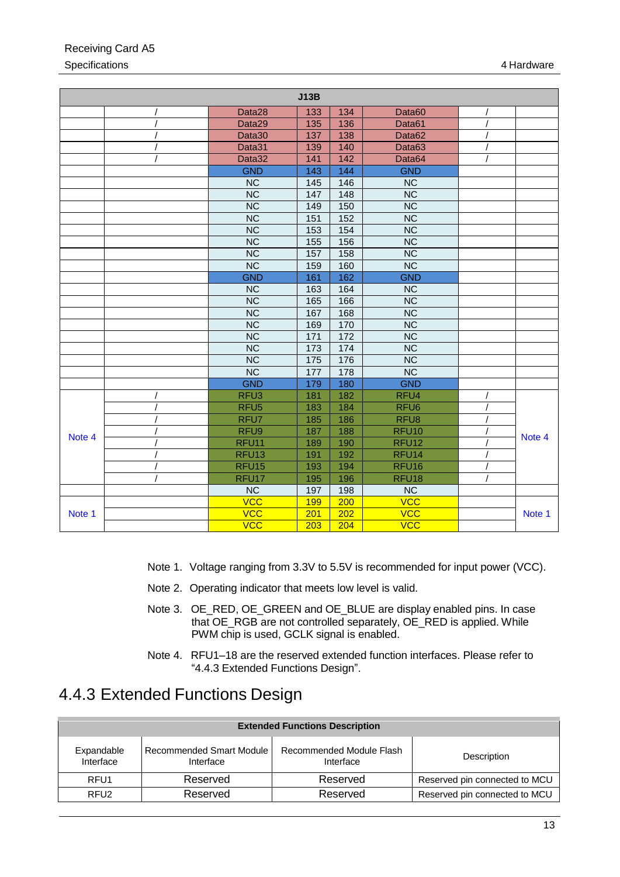| J13B | | | | | | | |
|---|---|---|---|---|---|---|---|
| | / | Data28 | 133 | 134 | Data60 | / | |
| | / | Data29 | 135 | 136 | Data61 | / | |
| | / | Data30 | 137 | 138 | Data62 | / | |
| | / | Data31 | 139 | 140 | Data63 | / | |
| | / | Data32 | 141 | 142 | Data64 | / | |
| | | GND | 143 | 144 | GND | | |
| | | NC | 145 | 146 | NC | | |
| | | NC | 147 | 148 | NC | | |
| | | NC | 149 | 150 | NC | | |
| | | NC | 151 | 152 | NC | | |
| | | NC | 153 | 154 | NC | | |
| | | NC | 155 | 156 | NC | | |
| | | NC | 157 | 158 | NC | | |
| | | NC | 159 | 160 | NC | | |
| | | GND | 161 | 162 | GND | | |
| | | NC | 163 | 164 | NC | | |
| | | NC | 165 | 166 | NC | | |
| | | NC | 167 | 168 | NC | | |
| | | NC | 169 | 170 | NC | | |
| | | NC | 171 | 172 | NC | | |
| | | NC | 173 | 174 | NC | | |
| | | NC | 175 | 176 | NC | | |
| | | NC | 177 | 178 | NC | | |
| | | GND | 179 | 180 | GND | | |
| Note 4 | / | RFU3 | 181 | 182 | RFU4 | / | Note 4 |
| | / | RFU5 | 183 | 184 | RFU6 | / | |
| | / | RFU7 | 185 | 186 | RFU8 | / | |
| | / | RFU9 | 187 | 188 | RFU10 | / | |
| | / | RFU11 | 189 | 190 | RFU12 | / | |
| | / | RFU13 | 191 | 192 | RFU14 | / | |
| | / | RFU15 | 193 | 194 | RFU16 | / | |
| | / | RFU17 | 195 | 196 | RFU18 | / | |
| | | NC | 197 | 198 | NC | | |
| Note 1 | | VCC | 199 | 200 | VCC | | Note 1 |
| | | VCC | 201 | 202 | VCC | | |
| | | VCC | 203 | 204 | VCC | | |

Note 1. Voltage ranging from 3.3V to 5.5V is recommended for input power (VCC).

Note 2. Operating indicator that meets low level is valid.

Note 3. OE_RED, OE_GREEN and OE_BLUE are display enabled pins. In case that OE_RGB are not controlled separately, OE_RED is applied. While PWM chip is used, GCLK signal is enabled.

Note 4. RFU1–18 are the reserved extended function interfaces. Please refer to "4.4.3 Extended Functions Design".

## 4.4.3 Extended Functions Design

| Extended Functions Description | | | |
|---|---|---|---|
| Expandable Interface | Recommended Smart Module Interface | Recommended Module Flash Interface | Description |
| RFU1 | Reserved | Reserved | Reserved pin connected to MCU |
| RFU2 | Reserved | Reserved | Reserved pin connected to MCU |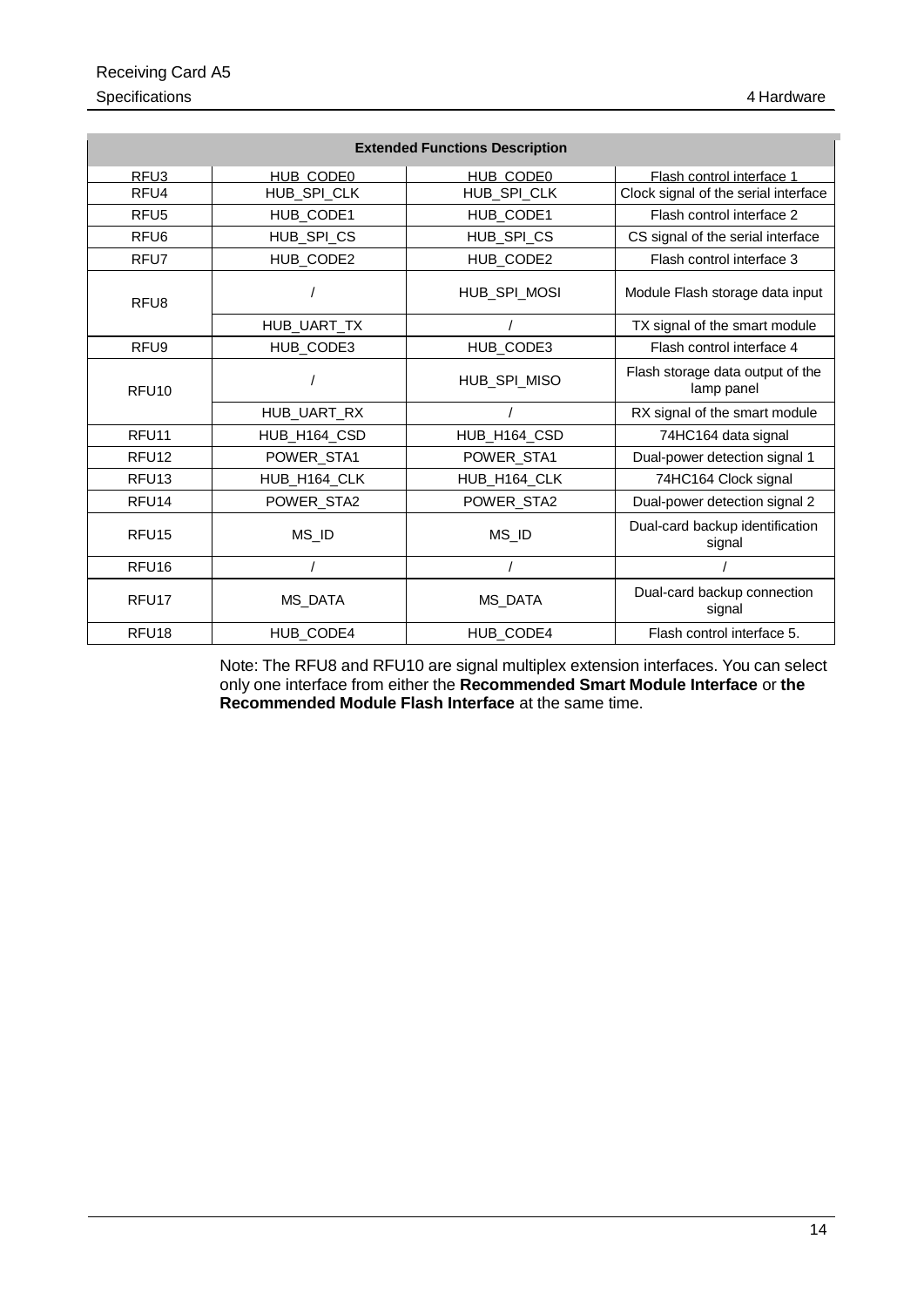| Extended Functions Description | | | |
|---|---|---|---|
| RFU3 | HUB_CODE0 | HUB_CODE0 | Flash control interface 1 |
| RFU4 | HUB_SPI_CLK | HUB_SPI_CLK | Clock signal of the serial interface |
| RFU5 | HUB_CODE1 | HUB_CODE1 | Flash control interface 2 |
| RFU6 | HUB_SPI_CS | HUB_SPI_CS | CS signal of the serial interface |
| RFU7 | HUB_CODE2 | HUB_CODE2 | Flash control interface 3 |
| RFU8 | / | HUB_SPI_MOSI | Module Flash storage data input |
| | HUB_UART_TX | / | TX signal of the smart module |
| RFU9 | HUB_CODE3 | HUB_CODE3 | Flash control interface 4 |
| RFU10 | / | HUB_SPI_MISO | Flash storage data output of the lamp panel |
| | HUB_UART_RX | / | RX signal of the smart module |
| RFU11 | HUB_H164_CSD | HUB_H164_CSD | 74HC164 data signal |
| RFU12 | POWER_STA1 | POWER_STA1 | Dual-power detection signal 1 |
| RFU13 | HUB_H164_CLK | HUB_H164_CLK | 74HC164 Clock signal |
| RFU14 | POWER_STA2 | POWER_STA2 | Dual-power detection signal 2 |
| RFU15 | MS_ID | MS_ID | Dual-card backup identification signal |
| RFU16 | / | / | / |
| RFU17 | MS_DATA | MS_DATA | Dual-card backup connection signal |
| RFU18 | HUB_CODE4 | HUB_CODE4 | Flash control interface 5. |

Note: The RFU8 and RFU10 are signal multiplex extension interfaces. You can select only one interface from either the **Recommended Smart Module Interface** or **the Recommended Module Flash Interface** at the same time.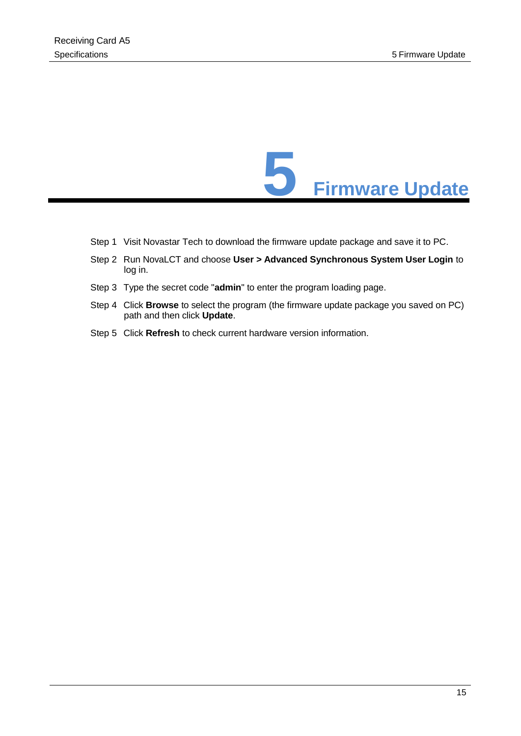# 5 Firmware Update

Step 1 Visit Novastar Tech to download the firmware update package and save it to PC.

Step 2 Run NovaLCT and choose **User > Advanced Synchronous System User Login** to log in.

Step 3 Type the secret code "**admin**" to enter the program loading page.

Step 4 Click **Browse** to select the program (the firmware update package you saved on PC) path and then click **Update**.

Step 5 Click **Refresh** to check current hardware version information.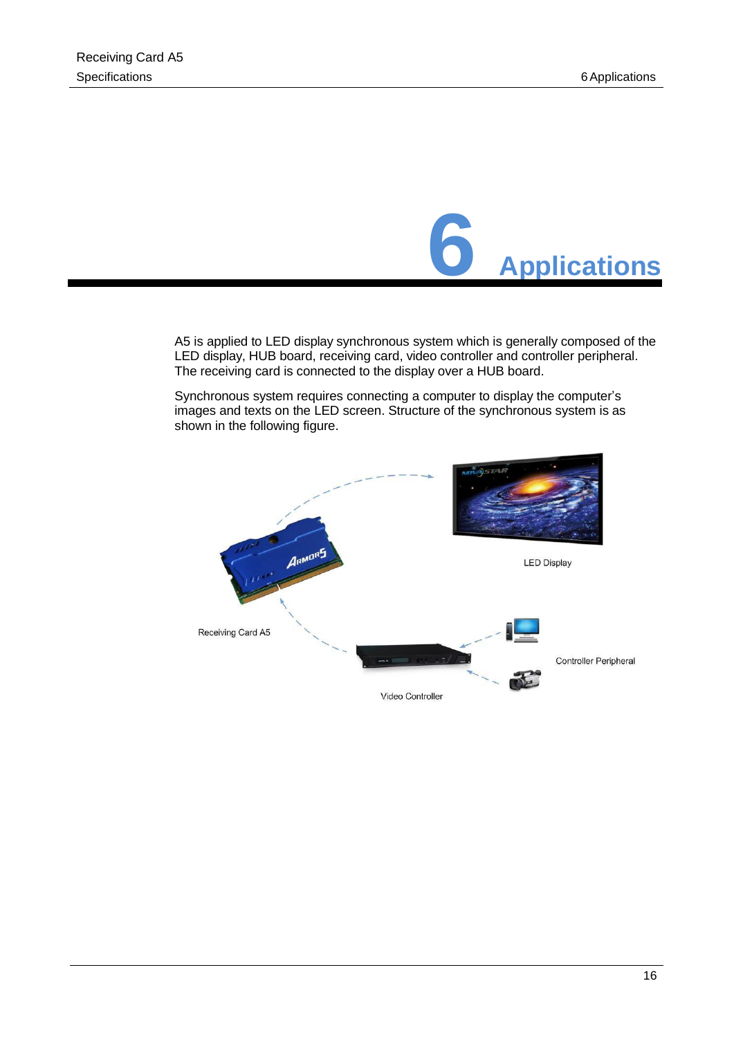# 6 Applications

A5 is applied to LED display synchronous system which is generally composed of the LED display, HUB board, receiving card, video controller and controller peripheral. The receiving card is connected to the display over a HUB board.

Synchronous system requires connecting a computer to display the computer's images and texts on the LED screen. Structure of the synchronous system is as shown in the following figure.

LED Display

Receiving Card A5

Controller Peripheral

Video Controller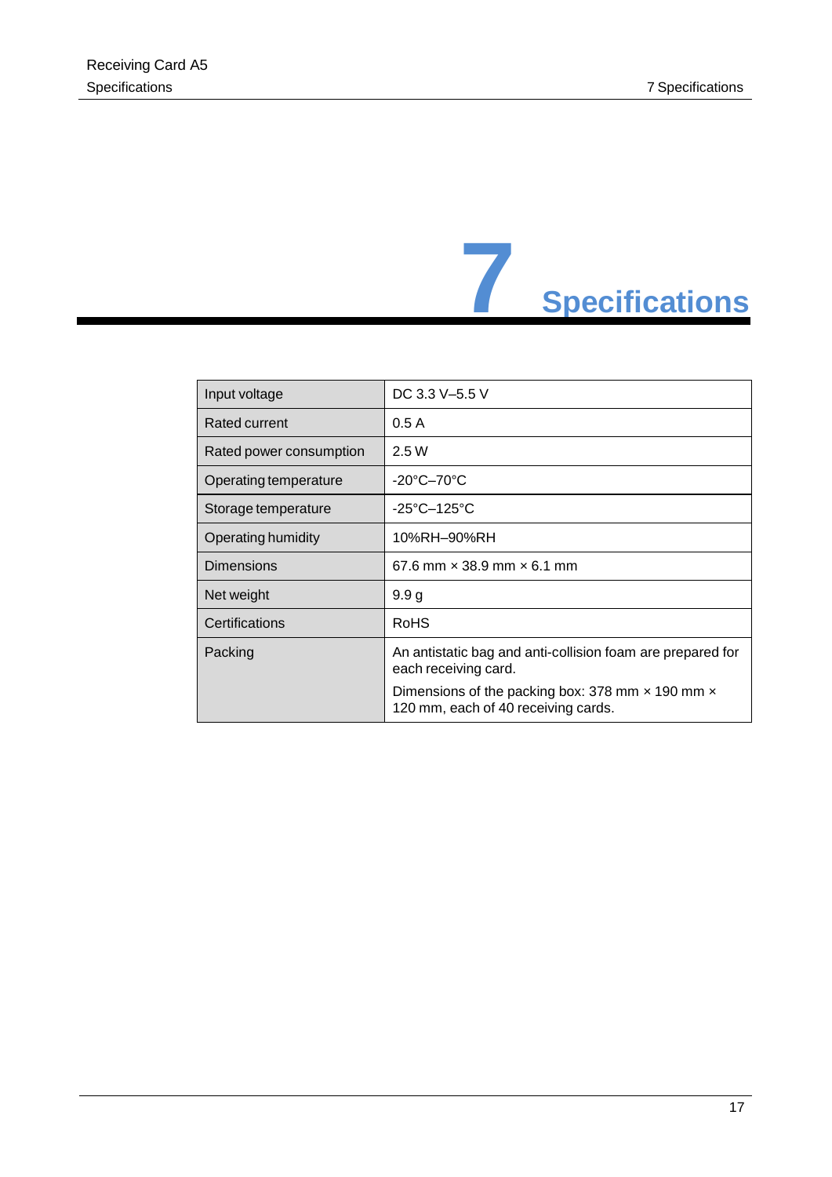# 7 Specifications

| Input voltage | DC 3.3 V–5.5 V |
|---|---|
| Rated current | 0.5 A |
| Rated power consumption | 2.5 W |
| Operating temperature | -20°C–70°C |
| Storage temperature | -25°C–125°C |
| Operating humidity | 10%RH–90%RH |
| Dimensions | 67.6 mm × 38.9 mm × 6.1 mm |
| Net weight | 9.9 g |
| Certifications | RoHS |
| Packing | An antistatic bag and anti-collision foam are prepared for each receiving card.<br>Dimensions of the packing box: 378 mm × 190 mm × 120 mm, each of 40 receiving cards. |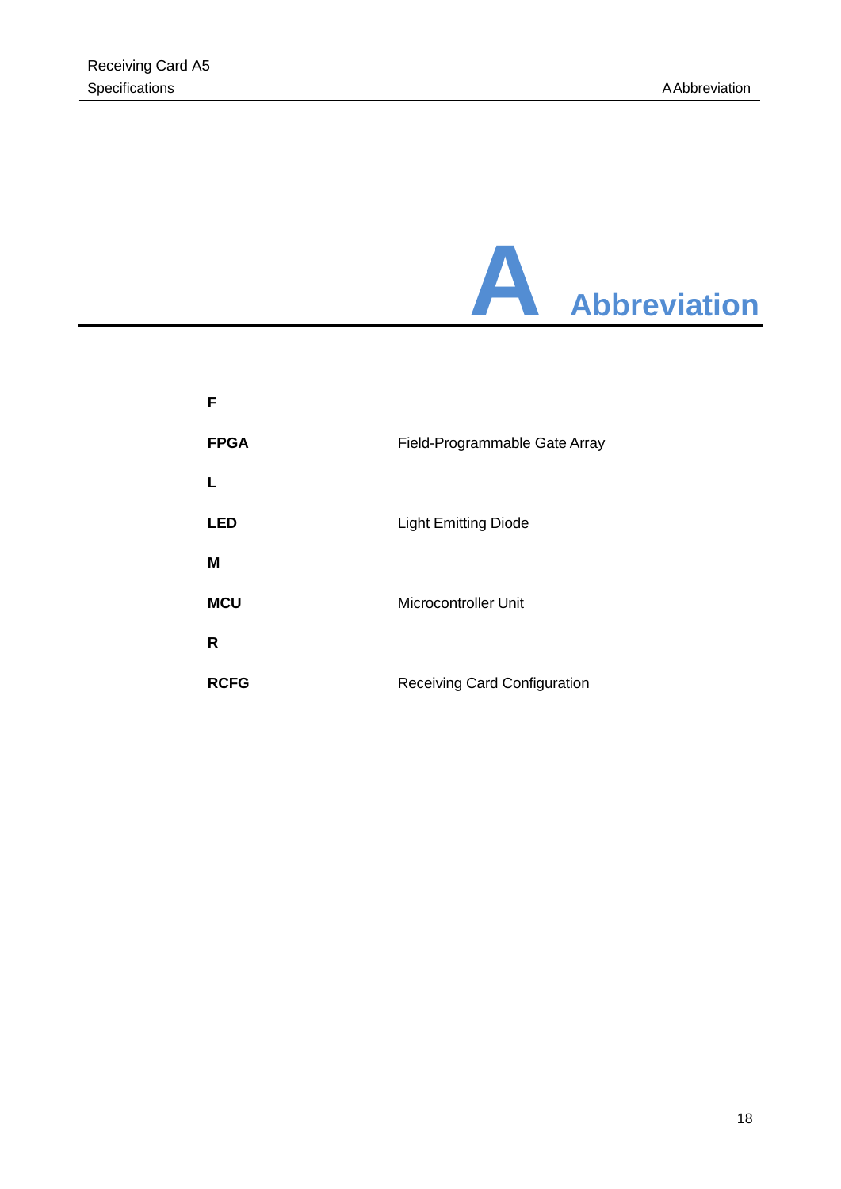# A Abbreviation

**F**

| | |
|---|---|
| **FPGA** | Field-Programmable Gate Array |

**L**

| | |
|---|---|
| **LED** | Light Emitting Diode |

**M**

| | |
|---|---|
| **MCU** | Microcontroller Unit |

**R**

| | |
|---|---|
| **RCFG** | Receiving Card Configuration |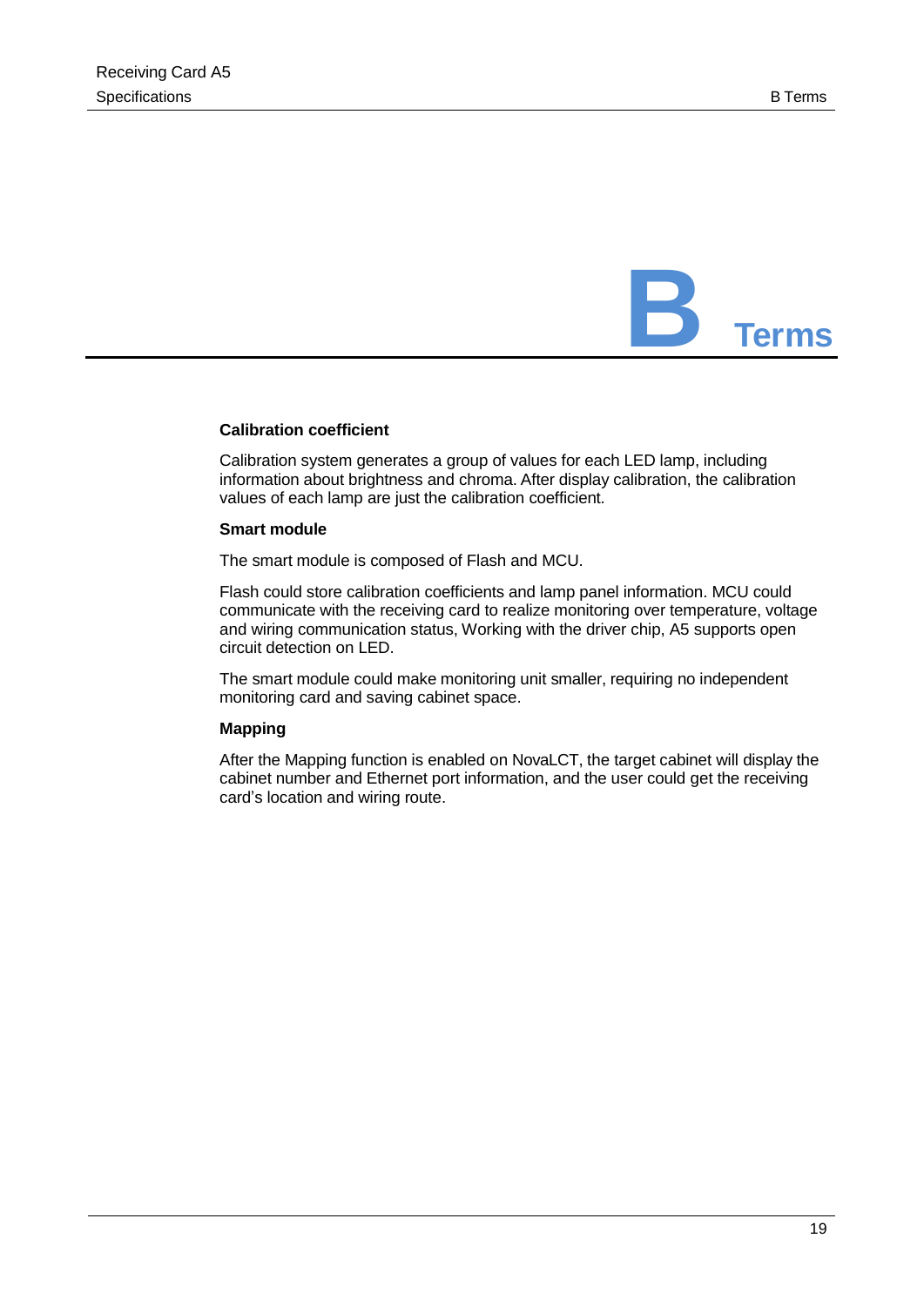# B Terms

**Calibration coefficient**

Calibration system generates a group of values for each LED lamp, including information about brightness and chroma. After display calibration, the calibration values of each lamp are just the calibration coefficient.

**Smart module**

The smart module is composed of Flash and MCU.

Flash could store calibration coefficients and lamp panel information. MCU could communicate with the receiving card to realize monitoring over temperature, voltage and wiring communication status, Working with the driver chip, A5 supports open circuit detection on LED.

The smart module could make monitoring unit smaller, requiring no independent monitoring card and saving cabinet space.

**Mapping**

After the Mapping function is enabled on NovaLCT, the target cabinet will display the cabinet number and Ethernet port information, and the user could get the receiving card's location and wiring route.